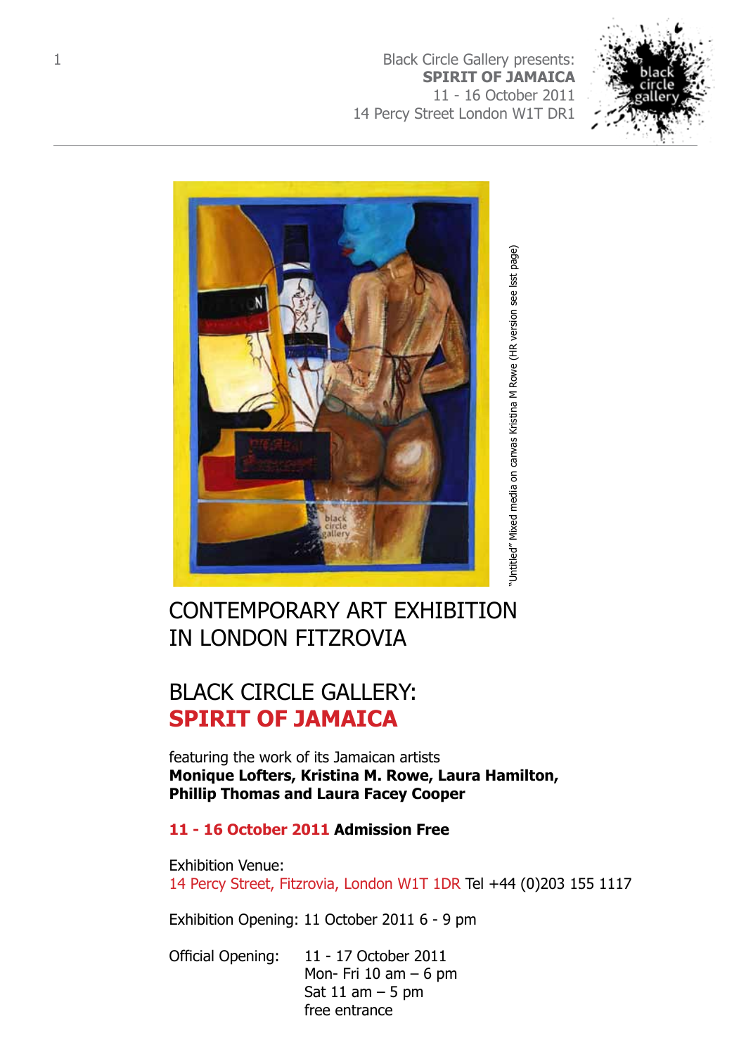Black Circle Gallery presents:
**SPIRIT OF JAMAICA**
11 - 16 October 2011
14 Percy Street London W1T DR1

"Untitled" Mixed media on canvas Kristina M Rowe (HR version see lsst page)

# CONTEMPORARY ART EXHIBITION IN LONDON FITZROVIA

# BLACK CIRCLE GALLERY: **SPIRIT OF JAMAICA**

featuring the work of its Jamaican artists
**Monique Lofters, Kristina M. Rowe, Laura Hamilton, Phillip Thomas and Laura Facey Cooper**

**11 - 16 October 2011 Admission Free**

Exhibition Venue:
14 Percy Street, Fitzrovia, London W1T 1DR Tel +44 (0)203 155 1117

Exhibition Opening: 11 October 2011 6 - 9 pm

Official Opening: 11 - 17 October 2011
Mon- Fri 10 am – 6 pm
Sat 11 am – 5 pm
free entrance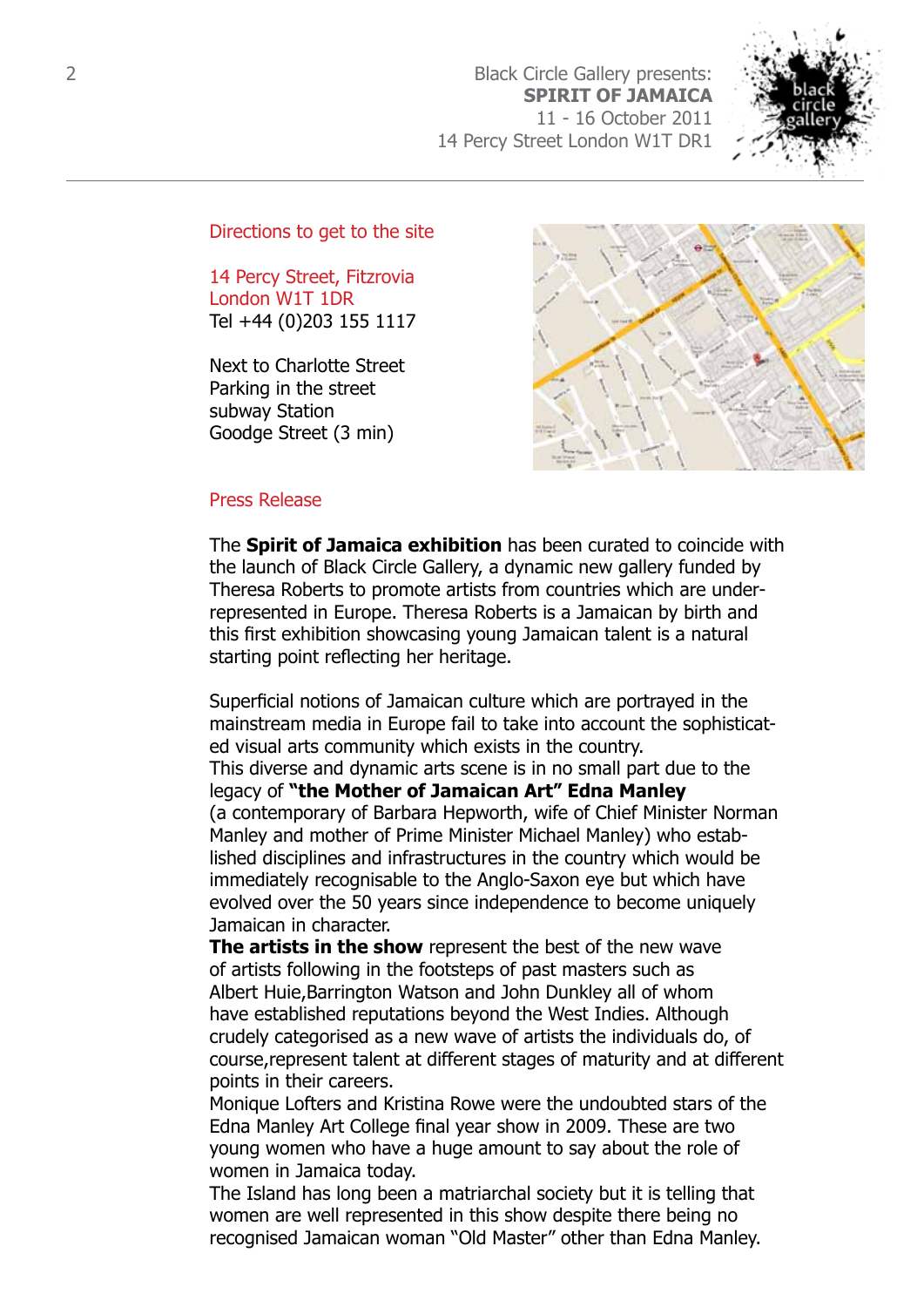Black Circle Gallery presents:
**SPIRIT OF JAMAICA**
11 - 16 October 2011
14 Percy Street London W1T DR1

## Directions to get to the site

14 Percy Street, Fitzrovia
London W1T 1DR
Tel +44 (0)203 155 1117

Next to Charlotte Street
Parking in the street
subway Station
Goodge Street (3 min)

## Press Release

The **Spirit of Jamaica exhibition** has been curated to coincide with the launch of Black Circle Gallery, a dynamic new gallery funded by Theresa Roberts to promote artists from countries which are under-represented in Europe. Theresa Roberts is a Jamaican by birth and this first exhibition showcasing young Jamaican talent is a natural starting point reflecting her heritage.

Superficial notions of Jamaican culture which are portrayed in the mainstream media in Europe fail to take into account the sophisticated visual arts community which exists in the country.
This diverse and dynamic arts scene is in no small part due to the legacy of **"the Mother of Jamaican Art" Edna Manley**
(a contemporary of Barbara Hepworth, wife of Chief Minister Norman Manley and mother of Prime Minister Michael Manley) who established disciplines and infrastructures in the country which would be immediately recognisable to the Anglo-Saxon eye but which have evolved over the 50 years since independence to become uniquely Jamaican in character.
**The artists in the show** represent the best of the new wave of artists following in the footsteps of past masters such as Albert Huie,Barrington Watson and John Dunkley all of whom have established reputations beyond the West Indies. Although crudely categorised as a new wave of artists the individuals do, of course,represent talent at different stages of maturity and at different points in their careers.
Monique Lofters and Kristina Rowe were the undoubted stars of the Edna Manley Art College final year show in 2009. These are two young women who have a huge amount to say about the role of women in Jamaica today.
The Island has long been a matriarchal society but it is telling that women are well represented in this show despite there being no recognised Jamaican woman "Old Master" other than Edna Manley.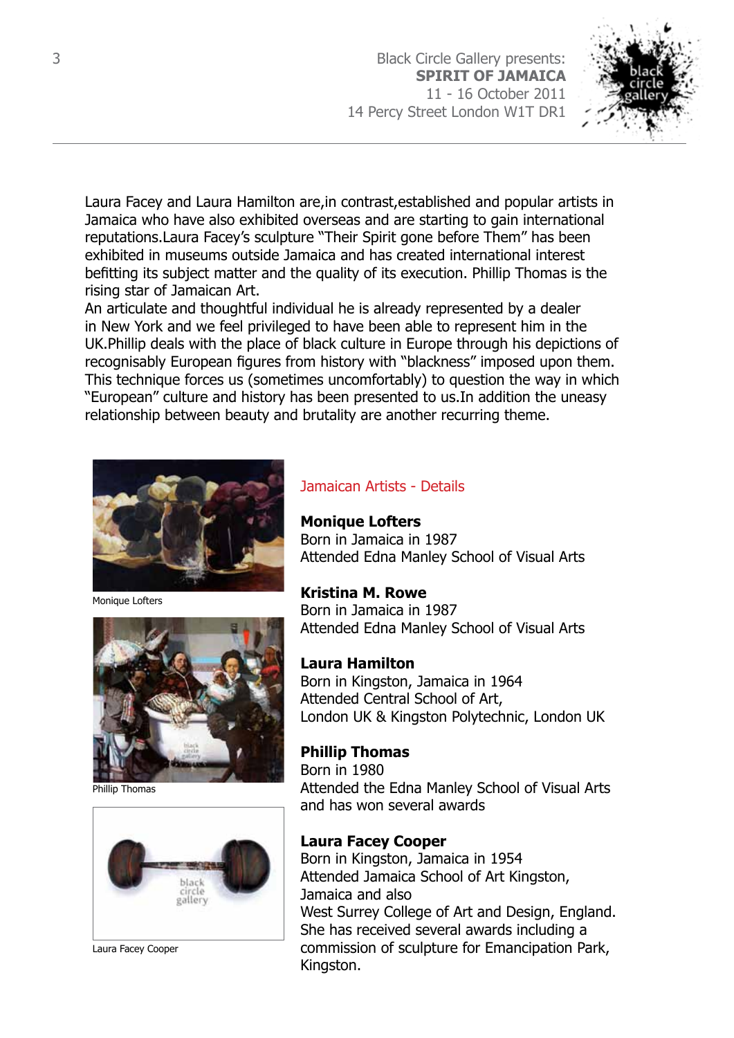Laura Facey and Laura Hamilton are,in contrast,established and popular artists in Jamaica who have also exhibited overseas and are starting to gain international reputations.Laura Facey's sculpture "Their Spirit gone before Them" has been exhibited in museums outside Jamaica and has created international interest befitting its subject matter and the quality of its execution. Phillip Thomas is the rising star of Jamaican Art.

An articulate and thoughtful individual he is already represented by a dealer in New York and we feel privileged to have been able to represent him in the UK.Phillip deals with the place of black culture in Europe through his depictions of recognisably European figures from history with "blackness" imposed upon them. This technique forces us (sometimes uncomfortably) to question the way in which "European" culture and history has been presented to us.In addition the uneasy relationship between beauty and brutality are another recurring theme.

Monique Lofters

Phillip Thomas

Laura Facey Cooper

## Jamaican Artists - Details

**Monique Lofters**
Born in Jamaica in 1987
Attended Edna Manley School of Visual Arts

**Kristina M. Rowe**
Born in Jamaica in 1987
Attended Edna Manley School of Visual Arts

**Laura Hamilton**
Born in Kingston, Jamaica in 1964
Attended Central School of Art, London UK & Kingston Polytechnic, London UK

**Phillip Thomas**
Born in 1980
Attended the Edna Manley School of Visual Arts and has won several awards

**Laura Facey Cooper**
Born in Kingston, Jamaica in 1954
Attended Jamaica School of Art Kingston, Jamaica and also
West Surrey College of Art and Design, England.
She has received several awards including a commission of sculpture for Emancipation Park, Kingston.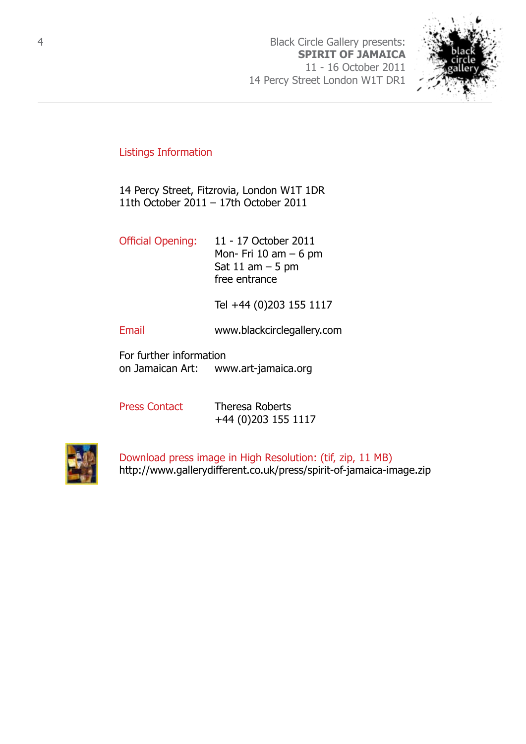## Listings Information

14 Percy Street, Fitzrovia, London W1T 1DR
11th October 2011 – 17th October 2011

| | |
|---|---|
| Official Opening: | 11 - 17 October 2011<br>Mon- Fri 10 am – 6 pm<br>Sat 11 am – 5 pm<br>free entrance |
| | Tel +44 (0)203 155 1117 |
| Email | www.blackcirclegallery.com |
| For further information on Jamaican Art: | www.art-jamaica.org |
| Press Contact | Theresa Roberts<br>+44 (0)203 155 1117 |

Download press image in High Resolution: (tif, zip, 11 MB)
http://www.gallerydifferent.co.uk/press/spirit-of-jamaica-image.zip